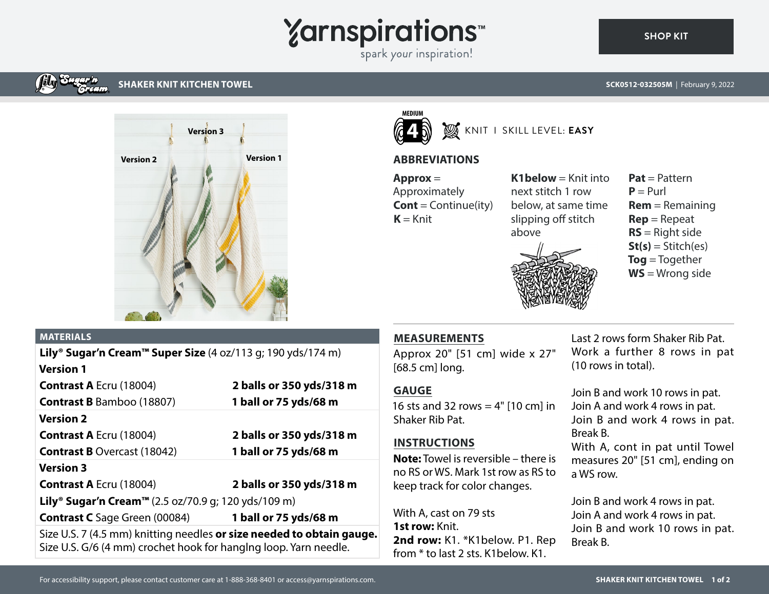# SHAKER KNIT KITCHEN TOWEL

SCK0512-032505M | February 9, 2022

MEDIUM 4 — KNIT | SKILL LEVEL: **EASY**

## ABBREVIATIONS

**Approx** = Approximately
**Cont** = Continue(ity)
**K** = Knit
**K1below** = Knit into next stitch 1 row below, at same time slipping off stitch above
**Pat** = Pattern
**P** = Purl
**Rem** = Remaining
**Rep** = Repeat
**RS** = Right side
**St(s)** = Stitch(es)
**Tog** = Together
**WS** = Wrong side

## MATERIALS

| | |
|---|---|
| **Lily® Sugar'n Cream™ Super Size** (4 oz/113 g; 190 yds/174 m) | |
| **Version 1** | |
| **Contrast A** Ecru (18004) | **2 balls or 350 yds/318 m** |
| **Contrast B** Bamboo (18807) | **1 ball or 75 yds/68 m** |
| **Version 2** | |
| **Contrast A** Ecru (18004) | **2 balls or 350 yds/318 m** |
| **Contrast B** Overcast (18042) | **1 ball or 75 yds/68 m** |
| **Version 3** | |
| **Contrast A** Ecru (18004) | **2 balls or 350 yds/318 m** |
| **Lily® Sugar'n Cream™** (2.5 oz/70.9 g; 120 yds/109 m) | |
| **Contrast C** Sage Green (00084) | **1 ball or 75 yds/68 m** |

Size U.S. 7 (4.5 mm) knitting needles **or size needed to obtain gauge.** Size U.S. G/6 (4 mm) crochet hook for hangIng loop. Yarn needle.

## MEASUREMENTS

Approx 20" [51 cm] wide x 27" [68.5 cm] long.

## GAUGE

16 sts and 32 rows = 4" [10 cm] in Shaker Rib Pat.

## INSTRUCTIONS

**Note:** Towel is reversible – there is no RS or WS. Mark 1st row as RS to keep track for color changes.

With A, cast on 79 sts
**1st row:** Knit.
**2nd row:** K1. *K1below. P1. Rep from * to last 2 sts. K1below. K1.

Last 2 rows form Shaker Rib Pat. Work a further 8 rows in pat (10 rows in total).

Join B and work 10 rows in pat.
Join A and work 4 rows in pat.
Join B and work 4 rows in pat. Break B.
With A, cont in pat until Towel measures 20" [51 cm], ending on a WS row.

Join B and work 4 rows in pat.
Join A and work 4 rows in pat.
Join B and work 10 rows in pat. Break B.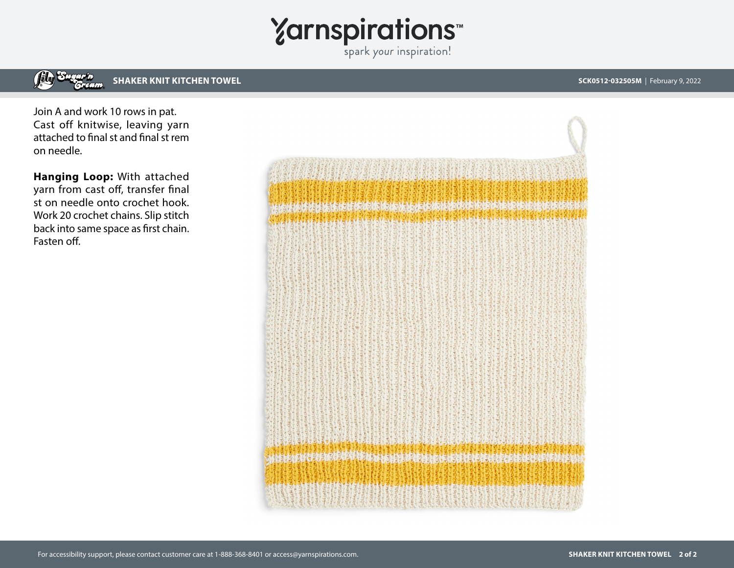Join A and work 10 rows in pat. Cast off knitwise, leaving yarn attached to final st and final st rem on needle.

**Hanging Loop:** With attached yarn from cast off, transfer final st on needle onto crochet hook. Work 20 crochet chains. Slip stitch back into same space as first chain. Fasten off.

For accessibility support, please contact customer care at 1-888-368-8401 or access@yarnspirations.com.